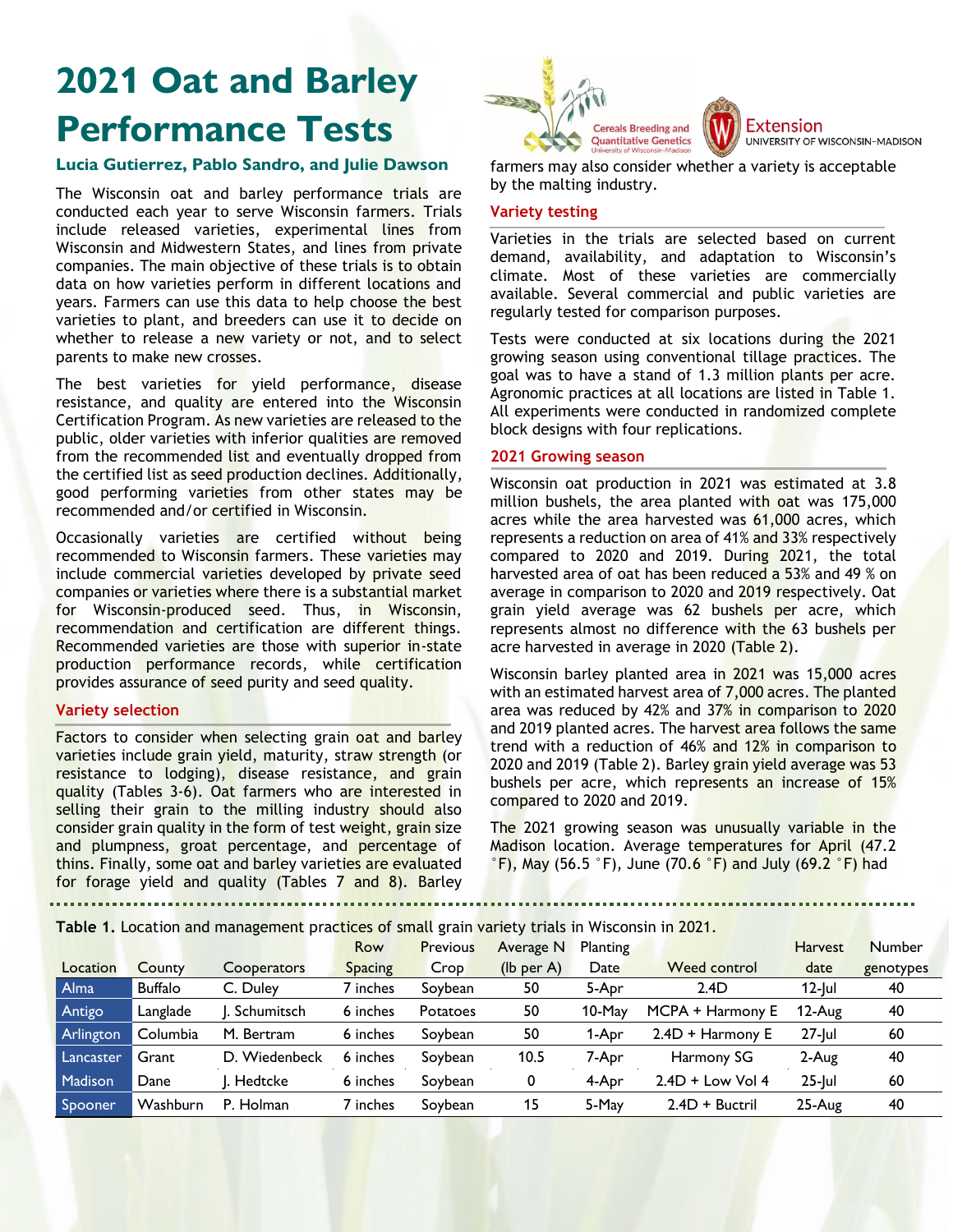# 2021 Oat and Barley Performance Tests

**Lucia Gutierrez, Pablo Sandro, and Julie Dawson**

The Wisconsin oat and barley performance trials are conducted each year to serve Wisconsin farmers. Trials include released varieties, experimental lines from Wisconsin and Midwestern States, and lines from private companies. The main objective of these trials is to obtain data on how varieties perform in different locations and years. Farmers can use this data to help choose the best varieties to plant, and breeders can use it to decide on whether to release a new variety or not, and to select parents to make new crosses.

The best varieties for yield performance, disease resistance, and quality are entered into the Wisconsin Certification Program. As new varieties are released to the public, older varieties with inferior qualities are removed from the recommended list and eventually dropped from the certified list as seed production declines. Additionally, good performing varieties from other states may be recommended and/or certified in Wisconsin.

Occasionally varieties are certified without being recommended to Wisconsin farmers. These varieties may include commercial varieties developed by private seed companies or varieties where there is a substantial market for Wisconsin-produced seed. Thus, in Wisconsin, recommendation and certification are different things. Recommended varieties are those with superior in-state production performance records, while certification provides assurance of seed purity and seed quality.

## Variety selection

Factors to consider when selecting grain oat and barley varieties include grain yield, maturity, straw strength (or resistance to lodging), disease resistance, and grain quality (Tables 3-6). Oat farmers who are interested in selling their grain to the milling industry should also consider grain quality in the form of test weight, grain size and plumpness, groat percentage, and percentage of thins. Finally, some oat and barley varieties are evaluated for forage yield and quality (Tables 7 and 8). Barley farmers may also consider whether a variety is acceptable by the malting industry.

## Variety testing

Varieties in the trials are selected based on current demand, availability, and adaptation to Wisconsin's climate. Most of these varieties are commercially available. Several commercial and public varieties are regularly tested for comparison purposes.

Tests were conducted at six locations during the 2021 growing season using conventional tillage practices. The goal was to have a stand of 1.3 million plants per acre. Agronomic practices at all locations are listed in Table 1. All experiments were conducted in randomized complete block designs with four replications.

## 2021 Growing season

Wisconsin oat production in 2021 was estimated at 3.8 million bushels, the area planted with oat was 175,000 acres while the area harvested was 61,000 acres, which represents a reduction on area of 41% and 33% respectively compared to 2020 and 2019. During 2021, the total harvested area of oat has been reduced a 53% and 49 % on average in comparison to 2020 and 2019 respectively. Oat grain yield average was 62 bushels per acre, which represents almost no difference with the 63 bushels per acre harvested in average in 2020 (Table 2).

Wisconsin barley planted area in 2021 was 15,000 acres with an estimated harvest area of 7,000 acres. The planted area was reduced by 42% and 37% in comparison to 2020 and 2019 planted acres. The harvest area follows the same trend with a reduction of 46% and 12% in comparison to 2020 and 2019 (Table 2). Barley grain yield average was 53 bushels per acre, which represents an increase of 15% compared to 2020 and 2019.

The 2021 growing season was unusually variable in the Madison location. Average temperatures for April (47.2 °F), May (56.5 °F), June (70.6 °F) and July (69.2 °F) had

**Table 1.** Location and management practices of small grain variety trials in Wisconsin in 2021.

| Location | County | Cooperators | Row Spacing | Previous Crop | Average N (lb per A) | Planting Date | Weed control | Harvest date | Number genotypes |
|---|---|---|---|---|---|---|---|---|---|
| Alma | Buffalo | C. Duley | 7 inches | Soybean | 50 | 5-Apr | 2.4D | 12-Jul | 40 |
| Antigo | Langlade | J. Schumitsch | 6 inches | Potatoes | 50 | 10-May | MCPA + Harmony E | 12-Aug | 40 |
| Arlington | Columbia | M. Bertram | 6 inches | Soybean | 50 | 1-Apr | 2.4D + Harmony E | 27-Jul | 60 |
| Lancaster | Grant | D. Wiedenbeck | 6 inches | Soybean | 10.5 | 7-Apr | Harmony SG | 2-Aug | 40 |
| Madison | Dane | J. Hedtcke | 6 inches | Soybean | 0 | 4-Apr | 2.4D + Low Vol 4 | 25-Jul | 60 |
| Spooner | Washburn | P. Holman | 7 inches | Soybean | 15 | 5-May | 2.4D + Buctril | 25-Aug | 40 |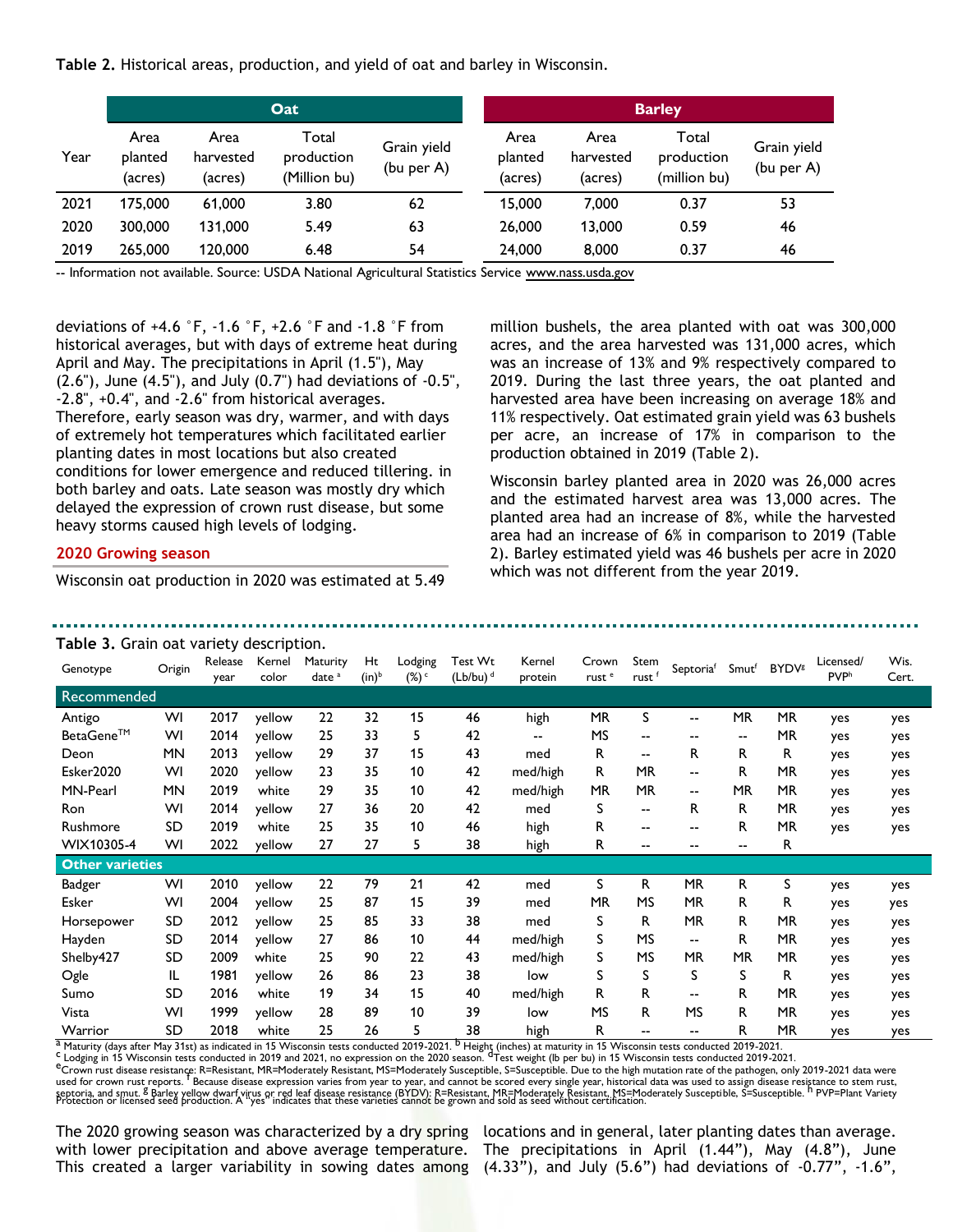**Table 2.** Historical areas, production, and yield of oat and barley in Wisconsin.

| Year | Oat | | | | Barley | | | |
|---|---|---|---|---|---|---|---|---|
| | Area planted (acres) | Area harvested (acres) | Total production (Million bu) | Grain yield (bu per A) | Area planted (acres) | Area harvested (acres) | Total production (million bu) | Grain yield (bu per A) |
| 2021 | 175,000 | 61,000 | 3.80 | 62 | 15,000 | 7,000 | 0.37 | 53 |
| 2020 | 300,000 | 131,000 | 5.49 | 63 | 26,000 | 13,000 | 0.59 | 46 |
| 2019 | 265,000 | 120,000 | 6.48 | 54 | 24,000 | 8,000 | 0.37 | 46 |

-- Information not available. Source: USDA National Agricultural Statistics Service www.nass.usda.gov

deviations of +4.6 °F, -1.6 °F, +2.6 °F and -1.8 °F from historical averages, but with days of extreme heat during April and May. The precipitations in April (1.5"), May (2.6"), June (4.5"), and July (0.7") had deviations of -0.5", -2.8", +0.4", and -2.6" from historical averages. Therefore, early season was dry, warmer, and with days of extremely hot temperatures which facilitated earlier planting dates in most locations but also created conditions for lower emergence and reduced tillering. in both barley and oats. Late season was mostly dry which delayed the expression of crown rust disease, but some heavy storms caused high levels of lodging.

## 2020 Growing season

Wisconsin oat production in 2020 was estimated at 5.49 million bushels, the area planted with oat was 300,000 acres, and the area harvested was 131,000 acres, which was an increase of 13% and 9% respectively compared to 2019. During the last three years, the oat planted and harvested area have been increasing on average 18% and 11% respectively. Oat estimated grain yield was 63 bushels per acre, an increase of 17% in comparison to the production obtained in 2019 (Table 2).

Wisconsin barley planted area in 2020 was 26,000 acres and the estimated harvest area was 13,000 acres. The planted area had an increase of 8%, while the harvested area had an increase of 6% in comparison to 2019 (Table 2). Barley estimated yield was 46 bushels per acre in 2020 which was not different from the year 2019.

**Table 3.** Grain oat variety description.

| Genotype | Origin | Release year | Kernel color | Maturity date [a] | Ht (in)[b] | Lodging (%) [c] | Test Wt (Lb/bu) [d] | Kernel protein | Crown rust [e] | Stem rust [f] | Septoria[f] | Smut[f] | BYDV[g] | Licensed/ PVP[h] | Wis. Cert. |
|---|---|---|---|---|---|---|---|---|---|---|---|---|---|---|---|
| **Recommended** | | | | | | | | | | | | | | | |
| Antigo | WI | 2017 | yellow | 22 | 32 | 15 | 46 | high | MR | S | -- | MR | MR | yes | yes |
| BetaGene™ | WI | 2014 | yellow | 25 | 33 | 5 | 42 | -- | MS | -- | -- | -- | MR | yes | yes |
| Deon | MN | 2013 | yellow | 29 | 37 | 15 | 43 | med | R | -- | R | R | R | yes | yes |
| Esker2020 | WI | 2020 | yellow | 23 | 35 | 10 | 42 | med/high | R | MR | -- | R | MR | yes | yes |
| MN-Pearl | MN | 2019 | white | 29 | 35 | 10 | 42 | med/high | MR | MR | -- | MR | MR | yes | yes |
| Ron | WI | 2014 | yellow | 27 | 36 | 20 | 42 | med | S | -- | R | R | MR | yes | yes |
| Rushmore | SD | 2019 | white | 25 | 35 | 10 | 46 | high | R | -- | -- | R | MR | yes | yes |
| WIX10305-4 | WI | 2022 | yellow | 27 | 27 | 5 | 38 | high | R | -- | -- | -- | R | | |
| **Other varieties** | | | | | | | | | | | | | | | |
| Badger | WI | 2010 | yellow | 22 | 79 | 21 | 42 | med | S | R | MR | R | S | yes | yes |
| Esker | WI | 2004 | yellow | 25 | 87 | 15 | 39 | med | MR | MS | MR | R | R | yes | yes |
| Horsepower | SD | 2012 | yellow | 25 | 85 | 33 | 38 | med | S | R | MR | R | MR | yes | yes |
| Hayden | SD | 2014 | yellow | 27 | 86 | 10 | 44 | med/high | S | MS | -- | R | MR | yes | yes |
| Shelby427 | SD | 2009 | white | 25 | 90 | 22 | 43 | med/high | S | MS | MR | MR | MR | yes | yes |
| Ogle | IL | 1981 | yellow | 26 | 86 | 23 | 38 | low | S | S | S | S | R | yes | yes |
| Sumo | SD | 2016 | white | 19 | 34 | 15 | 40 | med/high | R | R | -- | R | MR | yes | yes |
| Vista | WI | 1999 | yellow | 28 | 89 | 10 | 39 | low | MS | R | MS | R | MR | yes | yes |
| Warrior | SD | 2018 | white | 25 | 26 | 5 | 38 | high | R | -- | -- | R | MR | yes | yes |

[a] Maturity (days after May 31st) as indicated in 15 Wisconsin tests conducted 2019-2021. [b] Height (inches) at maturity in 15 Wisconsin tests conducted 2019-2021.
[c] Lodging in 15 Wisconsin tests conducted in 2019 and 2021, no expression on the 2020 season. [d] Test weight (lb per bu) in 15 Wisconsin tests conducted 2019-2021.
[e] Crown rust disease resistance: R=Resistant, MR=Moderately Resistant, MS=Moderately Susceptible, S=Susceptible. Due to the high mutation rate of the pathogen, only 2019-2021 data were used for crown rust reports. [f] Because disease expression varies from year to year, and cannot be scored every single year, historical data was used to assign disease resistance to stem rust, septoria, and smut. [g] Barley yellow dwarf virus or red leaf disease resistance (BYDV): R=Resistant, MR=Moderately Resistant, MS=Moderately Susceptible, S=Susceptible. [h] PVP=Plant Variety Protection or licensed seed production. A "yes" indicates that these varieties cannot be grown and sold as seed without certification.

The 2020 growing season was characterized by a dry spring with lower precipitation and above average temperature. This created a larger variability in sowing dates among locations and in general, later planting dates than average. The precipitations in April (1.44"), May (4.8"), June (4.33"), and July (5.6") had deviations of -0.77", -1.6",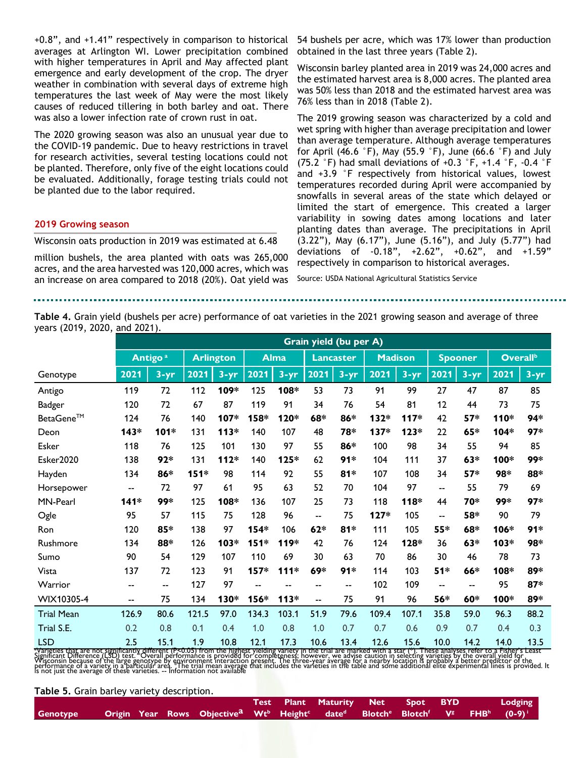+0.8”, and +1.41” respectively in comparison to historical averages at Arlington WI. Lower precipitation combined with higher temperatures in April and May affected plant emergence and early development of the crop. The dryer weather in combination with several days of extreme high temperatures the last week of May were the most likely causes of reduced tillering in both barley and oat. There was also a lower infection rate of crown rust in oat.

The 2020 growing season was also an unusual year due to the COVID-19 pandemic. Due to heavy restrictions in travel for research activities, several testing locations could not be planted. Therefore, only five of the eight locations could be evaluated. Additionally, forage testing trials could not be planted due to the labor required.

## 2019 Growing season

Wisconsin oats production in 2019 was estimated at 6.48 million bushels, the area planted with oats was 265,000 acres, and the area harvested was 120,000 acres, which was an increase on area compared to 2018 (20%). Oat yield was 54 bushels per acre, which was 17% lower than production obtained in the last three years (Table 2).

Wisconsin barley planted area in 2019 was 24,000 acres and the estimated harvest area is 8,000 acres. The planted area was 50% less than 2018 and the estimated harvest area was 76% less than in 2018 (Table 2).

The 2019 growing season was characterized by a cold and wet spring with higher than average precipitation and lower than average temperature. Although average temperatures for April (46.6 °F), May (55.9 °F), June (66.6 °F) and July (75.2 °F) had small deviations of +0.3 °F, +1.4 °F, -0.4 °F and +3.9 °F respectively from historical values, lowest temperatures recorded during April were accompanied by snowfalls in several areas of the state which delayed or limited the start of emergence. This created a larger variability in sowing dates among locations and later planting dates than average. The precipitations in April (3.22”), May (6.17”), June (5.16”), and July (5.77”) had deviations of -0.18”, +2.62”, +0.62”, and +1.59” respectively in comparison to historical averages.

Source: USDA National Agricultural Statistics Service

**Table 4.** Grain yield (bushels per acre) performance of oat varieties in the 2021 growing season and average of three years (2019, 2020, and 2021).

| | Grain yield (bu per A) | | | | | | | | | | | | | |
|---|---|---|---|---|---|---|---|---|---|---|---|---|---|---|
| | Antigo [a] | | Arlington | | Alma | | Lancaster | | Madison | | Spooner | | Overall[b] | |
| Genotype | 2021 | 3-yr | 2021 | 3-yr | 2021 | 3-yr | 2021 | 3-yr | 2021 | 3-yr | 2021 | 3-yr | 2021 | 3-yr |
| Antigo | 119 | 72 | 112 | **109*** | 125 | **108*** | 53 | 73 | 91 | 99 | 27 | 47 | 87 | 85 |
| Badger | 120 | 72 | 67 | 87 | 119 | 91 | 34 | 76 | 54 | 81 | 12 | 44 | 73 | 75 |
| BetaGene™ | 124 | 76 | 140 | **107*** | **158*** | **120*** | **68*** | **86*** | **132*** | **117*** | 42 | **57*** | **110*** | **94*** |
| Deon | **143*** | **101*** | 131 | **113*** | 140 | 107 | 48 | **78*** | **137*** | **123*** | 22 | **65*** | **104*** | **97*** |
| Esker | 118 | 76 | 125 | 101 | 130 | 97 | 55 | **86*** | 100 | 98 | 34 | 55 | 94 | 85 |
| Esker2020 | 138 | **92*** | 131 | **112*** | 140 | **125*** | 62 | **91*** | 104 | 111 | 37 | **63*** | **100*** | **99*** |
| Hayden | 134 | **86*** | **151*** | 98 | 114 | 92 | 55 | **81*** | 107 | 108 | 34 | **57*** | **98*** | **88*** |
| Horsepower | -- | 72 | 97 | 61 | 95 | 63 | 52 | 70 | 104 | 97 | -- | 55 | 79 | 69 |
| MN-Pearl | **141*** | **99*** | 125 | **108*** | 136 | 107 | 25 | 73 | 118 | **118*** | 44 | **70*** | **99*** | **97*** |
| Ogle | 95 | 57 | 115 | 75 | 128 | 96 | -- | 75 | **127*** | 105 | -- | **58*** | 90 | 79 |
| Ron | 120 | **85*** | 138 | 97 | **154*** | 106 | **62*** | **81*** | 111 | 105 | **55*** | **68*** | **106*** | **91*** |
| Rushmore | 134 | **88*** | 126 | **103*** | **151*** | **119*** | 42 | 76 | 124 | **128*** | 36 | **63*** | **103*** | **98*** |
| Sumo | 90 | 54 | 129 | 107 | 110 | 69 | 30 | 63 | 70 | 86 | 30 | 46 | 78 | 73 |
| Vista | 137 | 72 | 123 | 91 | **157*** | **111*** | **69*** | **91*** | 114 | 103 | **51*** | **66*** | **108*** | **89*** |
| Warrior | -- | -- | 127 | 97 | -- | -- | -- | -- | 102 | 109 | -- | -- | 95 | **87*** |
| WIX10305-4 | -- | 75 | 134 | **130*** | **156*** | **113*** | -- | 75 | 91 | 96 | **56*** | **60*** | **100*** | **89*** |
| Trial Mean | 126.9 | 80.6 | 121.5 | 97.0 | 134.3 | 103.1 | 51.9 | 79.6 | 109.4 | 107.1 | 35.8 | 59.0 | 96.3 | 88.2 |
| Trial S.E. | 0.2 | 0.8 | 0.1 | 0.4 | 1.0 | 0.8 | 1.0 | 0.7 | 0.7 | 0.6 | 0.9 | 0.7 | 0.4 | 0.3 |
| LSD | 2.5 | 15.1 | 1.9 | 10.8 | 12.1 | 17.3 | 10.6 | 13.4 | 12.6 | 15.6 | 10.0 | 14.2 | 14.0 | 13.5 |

[a]Varieties that are not significantly different (P<0.05) from the highest yielding variety in the trial are marked with a star (*). These analyses refer to a Fisher's Least Significant Difference (LSD) test. [b]Overall performance is provided for completeness; however, we advise caution in selecting varieties by the overall yield for Wisconsin because of the large genotype by environment interaction present. The three-year average for a nearby location is probably a better predictor of the performance of a variety in a particular area. [c]The trial mean average that includes the varieties in the table and some additional elite experimental lines is provided. It is not just the average of these varieties. -- Information not available

**Table 5.** Grain barley variety description.

| Genotype | Origin | Year | Rows | Objective[a] | Test Wt[b] | Plant Height[c] | Maturity date[d] | Net Blotch[e] | Spot Blotch[f] | BYD V[g] | FHB[h] | Lodging (0-9)[i] |
|---|---|---|---|---|---|---|---|---|---|---|---|---|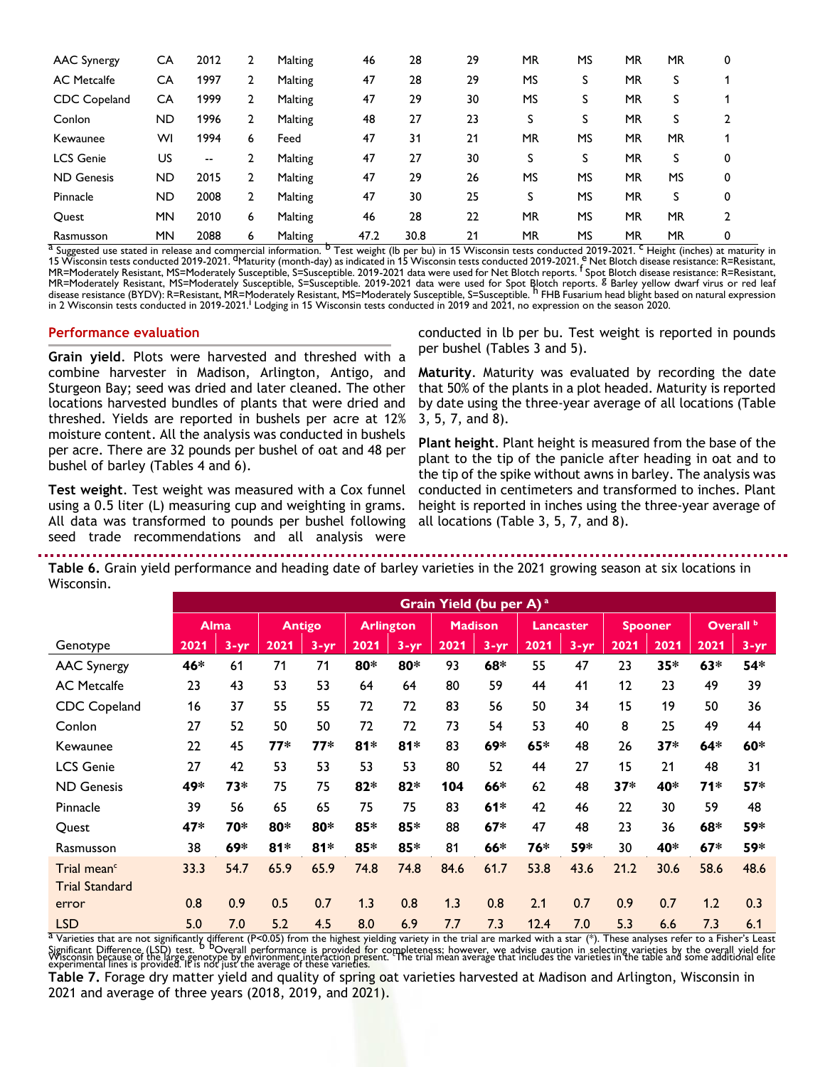| | | | | | | | | | | | | |
|---|---|---|---|---|---|---|---|---|---|---|---|---|
| AAC Synergy | CA | 2012 | 2 | Malting | 46 | 28 | 29 | MR | MS | MR | MR | 0 |
| AC Metcalfe | CA | 1997 | 2 | Malting | 47 | 28 | 29 | MS | S | MR | S | 1 |
| CDC Copeland | CA | 1999 | 2 | Malting | 47 | 29 | 30 | MS | S | MR | S | 1 |
| Conlon | ND | 1996 | 2 | Malting | 48 | 27 | 23 | S | S | MR | S | 2 |
| Kewaunee | WI | 1994 | 6 | Feed | 47 | 31 | 21 | MR | MS | MR | MR | 1 |
| LCS Genie | US | -- | 2 | Malting | 47 | 27 | 30 | S | S | MR | S | 0 |
| ND Genesis | ND | 2015 | 2 | Malting | 47 | 29 | 26 | MS | MS | MR | MS | 0 |
| Pinnacle | ND | 2008 | 2 | Malting | 47 | 30 | 25 | S | MS | MR | S | 0 |
| Quest | MN | 2010 | 6 | Malting | 46 | 28 | 22 | MR | MS | MR | MR | 2 |
| Rasmusson | MN | 2088 | 6 | Malting | 47.2 | 30.8 | 21 | MR | MS | MR | MR | 0 |

[a] Suggested use stated in release and commercial information. [b] Test weight (lb per bu) in 15 Wisconsin tests conducted 2019-2021. [c] Height (inches) at maturity in 15 Wisconsin tests conducted 2019-2021. [d]Maturity (month-day) as indicated in 15 Wisconsin tests conducted 2019-2021. [e] Net Blotch disease resistance: R=Resistant, MR=Moderately Resistant, MS=Moderately Susceptible, S=Susceptible. 2019-2021 data were used for Net Blotch reports. [f] Spot Blotch disease resistance: R=Resistant, MR=Moderately Resistant, MS=Moderately Susceptible, S=Susceptible. 2019-2021 data were used for Spot Blotch reports. [g] Barley yellow dwarf virus or red leaf disease resistance (BYDV): R=Resistant, MR=Moderately Resistant, MS=Moderately Susceptible, S=Susceptible. [h] FHB Fusarium head blight based on natural expression in 2 Wisconsin tests conducted in 2019-2021.[i] Lodging in 15 Wisconsin tests conducted in 2019 and 2021, no expression on the season 2020.

## Performance evaluation

**Grain yield**. Plots were harvested and threshed with a combine harvester in Madison, Arlington, Antigo, and Sturgeon Bay; seed was dried and later cleaned. The other locations harvested bundles of plants that were dried and threshed. Yields are reported in bushels per acre at 12% moisture content. All the analysis was conducted in bushels per acre. There are 32 pounds per bushel of oat and 48 per bushel of barley (Tables 4 and 6).

**Test weight**. Test weight was measured with a Cox funnel using a 0.5 liter (L) measuring cup and weighting in grams. All data was transformed to pounds per bushel following seed trade recommendations and all analysis were conducted in lb per bu. Test weight is reported in pounds per bushel (Tables 3 and 5).

**Maturity**. Maturity was evaluated by recording the date that 50% of the plants in a plot headed. Maturity is reported by date using the three-year average of all locations (Table 3, 5, 7, and 8).

**Plant height**. Plant height is measured from the base of the plant to the tip of the panicle after heading in oat and to the tip of the spike without awns in barley. The analysis was conducted in centimeters and transformed to inches. Plant height is reported in inches using the three-year average of all locations (Table 3, 5, 7, and 8).

**Table 6.** Grain yield performance and heading date of barley varieties in the 2021 growing season at six locations in Wisconsin.

| | Grain Yield (bu per A) [a] | | | | | | | | | | | | | |
|---|---|---|---|---|---|---|---|---|---|---|---|---|---|---|
| | Alma | | Antigo | | Arlington | | Madison | | Lancaster | | Spooner | | Overall [b] | |
| Genotype | 2021 | 3-yr | 2021 | 3-yr | 2021 | 3-yr | 2021 | 3-yr | 2021 | 3-yr | 2021 | 2021 | 2021 | 3-yr |
| AAC Synergy | **46*** | 61 | 71 | 71 | **80*** | **80*** | 93 | **68*** | 55 | 47 | 23 | **35*** | **63*** | **54*** |
| AC Metcalfe | 23 | 43 | 53 | 53 | 64 | 64 | 80 | 59 | 44 | 41 | 12 | 23 | 49 | 39 |
| CDC Copeland | 16 | 37 | 55 | 55 | 72 | 72 | 83 | 56 | 50 | 34 | 15 | 19 | 50 | 36 |
| Conlon | 27 | 52 | 50 | 50 | 72 | 72 | 73 | 54 | 53 | 40 | 8 | 25 | 49 | 44 |
| Kewaunee | 22 | 45 | **77*** | **77*** | **81*** | **81*** | 83 | **69*** | **65*** | 48 | 26 | **37*** | **64*** | **60*** |
| LCS Genie | 27 | 42 | 53 | 53 | 53 | 53 | 80 | 52 | 44 | 27 | 15 | 21 | 48 | 31 |
| ND Genesis | **49*** | **73*** | 75 | 75 | **82*** | **82*** | **104** | **66*** | 62 | 48 | **37*** | **40*** | **71*** | **57*** |
| Pinnacle | 39 | 56 | 65 | 65 | 75 | 75 | 83 | **61*** | 42 | 46 | 22 | 30 | 59 | 48 |
| Quest | **47*** | **70*** | **80*** | **80*** | **85*** | **85*** | 88 | **67*** | 47 | 48 | 23 | 36 | **68*** | **59*** |
| Rasmusson | 38 | **69*** | **81*** | **81*** | **85*** | **85*** | 81 | **66*** | **76*** | **59*** | 30 | **40*** | **67*** | **59*** |
| Trial mean[c] | 33.3 | 54.7 | 65.9 | 65.9 | 74.8 | 74.8 | 84.6 | 61.7 | 53.8 | 43.6 | 21.2 | 30.6 | 58.6 | 48.6 |
| Trial Standard error | 0.8 | 0.9 | 0.5 | 0.7 | 1.3 | 0.8 | 1.3 | 0.8 | 2.1 | 0.7 | 0.9 | 0.7 | 1.2 | 0.3 |
| LSD | 5.0 | 7.0 | 5.2 | 4.5 | 8.0 | 6.9 | 7.7 | 7.3 | 12.4 | 7.0 | 5.3 | 6.6 | 7.3 | 6.1 |

[a] Varieties that are not significantly different (P<0.05) from the highest yielding variety in the trial are marked with a star (*). These analyses refer to a Fisher's Least Significant Difference (LSD) test. [b] Overall performance is provided for completeness; however, we advise caution in selecting varieties by the overall yield for Wisconsin because of the large genotype by environment interaction present. [c]The trial mean average that includes the varieties in the table and some additional elite experimental lines is provided. It is not just the average of these varieties.

**Table 7.** Forage dry matter yield and quality of spring oat varieties harvested at Madison and Arlington, Wisconsin in 2021 and average of three years (2018, 2019, and 2021).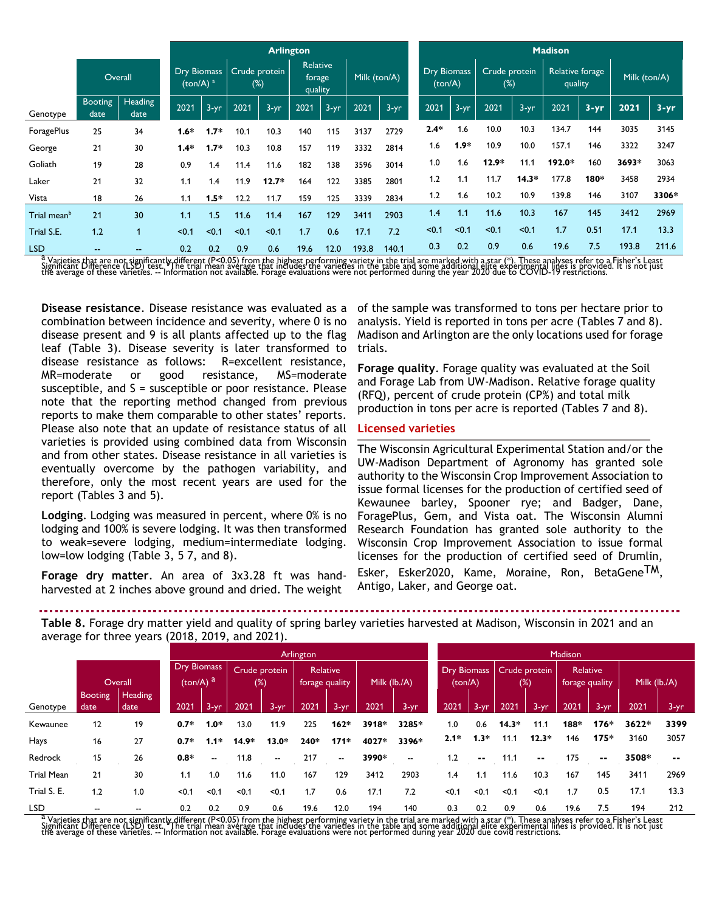| Genotype | Overall | | Arlington | | | | | | | | Madison | | | | | | | |
|---|---|---|---|---|---|---|---|---|---|---|---|---|---|---|---|---|---|---|
| | | | Dry Biomass (ton/A) [a] | | Crude protein (%) | | Relative forage quality | | Milk (ton/A) | | Dry Biomass (ton/A) | | Crude protein (%) | | Relative forage quality | | Milk (ton/A) | |
| | Booting date | Heading date | 2021 | 3-yr | 2021 | 3-yr | 2021 | 3-yr | 2021 | 3-yr | 2021 | 3-yr | 2021 | 3-yr | 2021 | 3-yr | 2021 | 3-yr |
| ForagePlus | 25 | 34 | **1.6*** | **1.7*** | 10.1 | 10.3 | 140 | 115 | 3137 | 2729 | **2.4*** | 1.6 | 10.0 | 10.3 | 134.7 | 144 | 3035 | 3145 |
| George | 21 | 30 | **1.4*** | **1.7*** | 10.3 | 10.8 | 157 | 119 | 3332 | 2814 | 1.6 | **1.9*** | 10.9 | 10.0 | 157.1 | 146 | 3322 | 3247 |
| Goliath | 19 | 28 | 0.9 | 1.4 | 11.4 | 11.6 | 182 | 138 | 3596 | 3014 | 1.0 | 1.6 | **12.9*** | 11.1 | **192.0*** | 160 | **3693*** | 3063 |
| Laker | 21 | 32 | 1.1 | 1.4 | 11.9 | **12.7*** | 164 | 122 | 3385 | 2801 | 1.2 | 1.1 | 11.7 | **14.3*** | 177.8 | **180*** | 3458 | 2934 |
| Vista | 18 | 26 | 1.1 | **1.5*** | 12.2 | 11.7 | 159 | 125 | 3339 | 2834 | 1.2 | 1.6 | 10.2 | 10.9 | 139.8 | 146 | 3107 | **3306*** |
| Trial mean[b] | 21 | 30 | 1.1 | 1.5 | 11.6 | 11.4 | 167 | 129 | 3411 | 2903 | 1.4 | 1.1 | 11.6 | 10.3 | 167 | 145 | 3412 | 2969 |
| Trial S.E. | 1.2 | 1 | <0.1 | <0.1 | <0.1 | <0.1 | 1.7 | 0.6 | 17.1 | 7.2 | <0.1 | <0.1 | <0.1 | <0.1 | 1.7 | 0.51 | 17.1 | 13.3 |
| LSD | -- | -- | 0.2 | 0.2 | 0.9 | 0.6 | 19.6 | 12.0 | 193.8 | 140.1 | 0.3 | 0.2 | 0.9 | 0.6 | 19.6 | 7.5 | 193.8 | 211.6 |

[a] Varieties that are not significantly different (P<0.05) from the highest performing variety in the trial are marked with a star (*). These analyses refer to a Fisher's Least Significant Difference (LSD) test. [b]The trial mean average that includes the varieties in the table and some additional elite experimental lines is provided. It is not just the average of these varieties. -- Information not available. Forage evaluations were not performed during the year 2020 due to COVID-19 restrictions.

**Disease resistance**. Disease resistance was evaluated as a combination between incidence and severity, where 0 is no disease present and 9 is all plants affected up to the flag leaf (Table 3). Disease severity is later transformed to disease resistance as follows: R=excellent resistance, MR=moderate or good resistance, MS=moderate susceptible, and S = susceptible or poor resistance. Please note that the reporting method changed from previous reports to make them comparable to other states' reports. Please also note that an update of resistance status of all varieties is provided using combined data from Wisconsin and from other states. Disease resistance in all varieties is eventually overcome by the pathogen variability, and therefore, only the most recent years are used for the report (Tables 3 and 5).

**Lodging**. Lodging was measured in percent, where 0% is no lodging and 100% is severe lodging. It was then transformed to weak=severe lodging, medium=intermediate lodging. low=low lodging (Table 3, 5 7, and 8).

**Forage dry matter**. An area of 3x3.28 ft was hand-harvested at 2 inches above ground and dried. The weight of the sample was transformed to tons per hectare prior to analysis. Yield is reported in tons per acre (Tables 7 and 8). Madison and Arlington are the only locations used for forage trials.

**Forage quality**. Forage quality was evaluated at the Soil and Forage Lab from UW-Madison. Relative forage quality (RFQ), percent of crude protein (CP%) and total milk production in tons per acre is reported (Tables 7 and 8).

## Licensed varieties

The Wisconsin Agricultural Experimental Station and/or the UW-Madison Department of Agronomy has granted sole authority to the Wisconsin Crop Improvement Association to issue formal licenses for the production of certified seed of Kewaunee barley, Spooner rye; and Badger, Dane, ForagePlus, Gem, and Vista oat. The Wisconsin Alumni Research Foundation has granted sole authority to the Wisconsin Crop Improvement Association to issue formal licenses for the production of certified seed of Drumlin, Esker, Esker2020, Kame, Moraine, Ron, BetaGene™, Antigo, Laker, and George oat.

**Table 8.** Forage dry matter yield and quality of spring barley varieties harvested at Madison, Wisconsin in 2021 and an average for three years (2018, 2019, and 2021).

| Genotype | Overall | | Arlington | | | | | | | | Madison | | | | | | | |
|---|---|---|---|---|---|---|---|---|---|---|---|---|---|---|---|---|---|---|
| | | | Dry Biomass (ton/A) [a] | | Crude protein (%) | | Relative forage quality | | Milk (lb./A) | | Dry Biomass (ton/A) | | Crude protein (%) | | Relative forage quality | | Milk (lb./A) | |
| | Booting date | Heading date | 2021 | 3-yr | 2021 | 3-yr | 2021 | 3-yr | 2021 | 3-yr | 2021 | 3-yr | 2021 | 3-yr | 2021 | 3-yr | 2021 | 3-yr |
| Kewaunee | 12 | 19 | **0.7*** | **1.0*** | 13.0 | 11.9 | 225 | **162*** | **3918*** | **3285*** | 1.0 | 0.6 | **14.3*** | 11.1 | **188*** | **176*** | **3622*** | 3399 |
| Hays | 16 | 27 | **0.7*** | **1.1*** | **14.9*** | **13.0*** | **240*** | **171*** | **4027*** | **3396*** | **2.1*** | **1.3*** | 11.1 | **12.3*** | 146 | **175*** | 3160 | 3057 |
| Redrock | 15 | 26 | **0.8*** | -- | 11.8 | -- | 217 | -- | **3990*** | -- | 1.2 | -- | 11.1 | -- | 175 | -- | **3508*** | -- |
| Trial Mean | 21 | 30 | 1.1 | 1.0 | 11.6 | 11.0 | 167 | 129 | 3412 | 2903 | 1.4 | 1.1 | 11.6 | 10.3 | 167 | 145 | 3411 | 2969 |
| Trial S. E. | 1.2 | 1.0 | <0.1 | <0.1 | <0.1 | <0.1 | 1.7 | 0.6 | 17.1 | 7.2 | <0.1 | <0.1 | <0.1 | <0.1 | 1.7 | 0.5 | 17.1 | 13.3 |
| LSD | -- | -- | 0.2 | 0.2 | 0.9 | 0.6 | 19.6 | 12.0 | 194 | 140 | 0.3 | 0.2 | 0.9 | 0.6 | 19.6 | 7.5 | 194 | 212 |

[a] Varieties that are not significantly different (P<0.05) from the highest performing variety in the trial are marked with a star (*). These analyses refer to a Fisher's Least Significant Difference (LSD) test. [b]The trial mean average that includes the varieties in the table and some additional elite experimental lines is provided. It is not just the average of these varieties. -- Information not available. Forage evaluations were not performed during year 2020 due covid restrictions.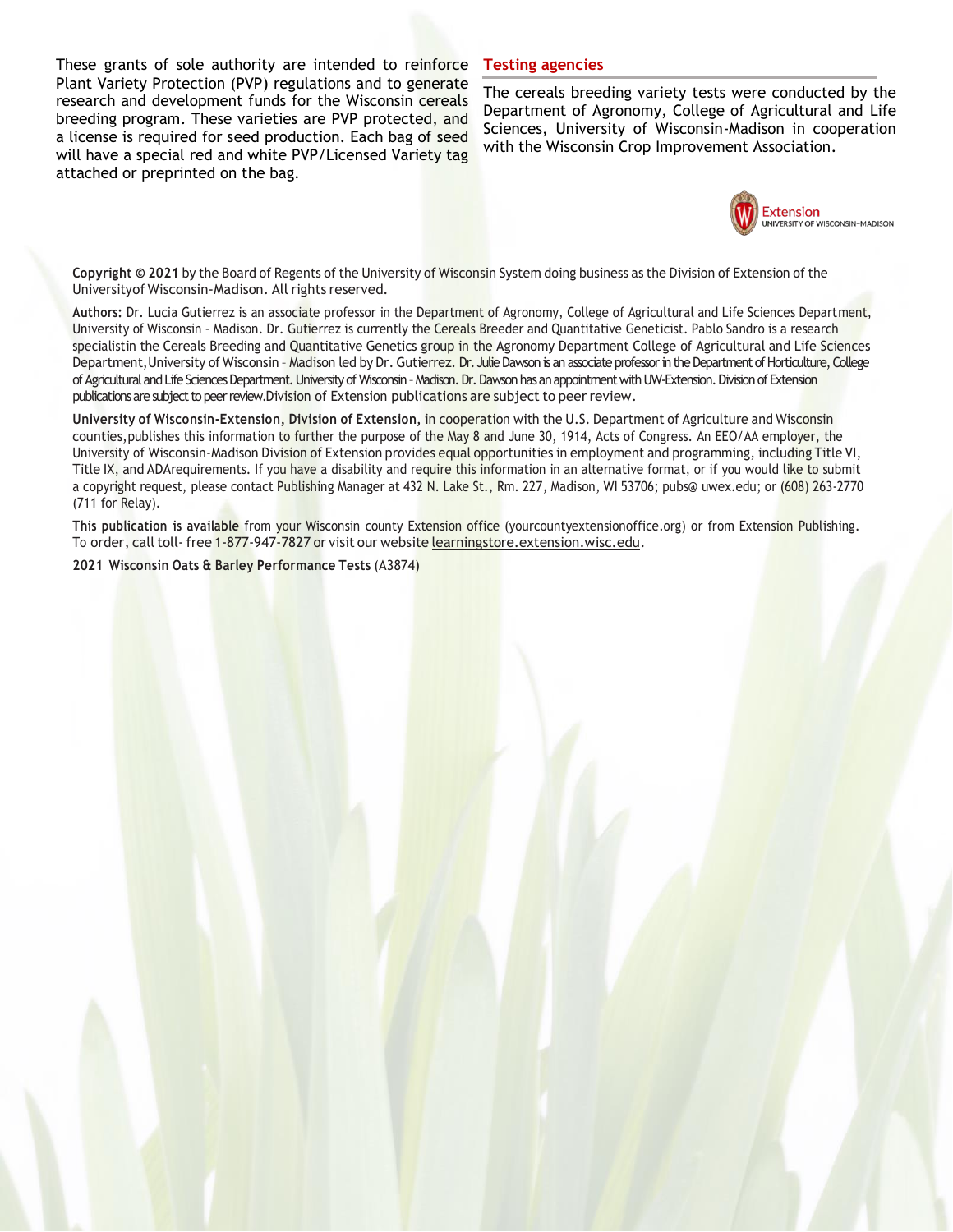These grants of sole authority are intended to reinforce Plant Variety Protection (PVP) regulations and to generate research and development funds for the Wisconsin cereals breeding program. These varieties are PVP protected, and a license is required for seed production. Each bag of seed will have a special red and white PVP/Licensed Variety tag attached or preprinted on the bag.

## Testing agencies

The cereals breeding variety tests were conducted by the Department of Agronomy, College of Agricultural and Life Sciences, University of Wisconsin-Madison in cooperation with the Wisconsin Crop Improvement Association.

Extension
UNIVERSITY OF WISCONSIN–MADISON

---

**Copyright © 2021** by the Board of Regents of the University of Wisconsin System doing business as the Division of Extension of the Universityof Wisconsin-Madison. All rights reserved.

**Authors:** Dr. Lucia Gutierrez is an associate professor in the Department of Agronomy, College of Agricultural and Life Sciences Department, University of Wisconsin – Madison. Dr. Gutierrez is currently the Cereals Breeder and Quantitative Geneticist. Pablo Sandro is a research specialistin the Cereals Breeding and Quantitative Genetics group in the Agronomy Department College of Agricultural and Life Sciences Department,University of Wisconsin – Madison led by Dr. Gutierrez. Dr. Julie Dawson is an associate professor in the Department of Horticulture, College of Agricultural and Life Sciences Department. University of Wisconsin – Madison. Dr. Dawson has an appointment with UW-Extension. Division of Extension publications are subject to peer review.Division of Extension publications are subject to peer review.

**University of Wisconsin-Extension, Division of Extension,** in cooperation with the U.S. Department of Agriculture and Wisconsin counties,publishes this information to further the purpose of the May 8 and June 30, 1914, Acts of Congress. An EEO/AA employer, the University of Wisconsin-Madison Division of Extension provides equal opportunities in employment and programming, including Title VI, Title IX, and ADArequirements. If you have a disability and require this information in an alternative format, or if you would like to submit a copyright request, please contact Publishing Manager at 432 N. Lake St., Rm. 227, Madison, WI 53706; pubs@ uwex.edu; or (608) 263-2770 (711 for Relay).

**This publication is available** from your Wisconsin county Extension office (yourcountyextensionoffice.org) or from Extension Publishing. To order, call toll- free 1-877-947-7827 or visit our website learningstore.extension.wisc.edu.

**2021 Wisconsin Oats & Barley Performance Tests** (A3874)